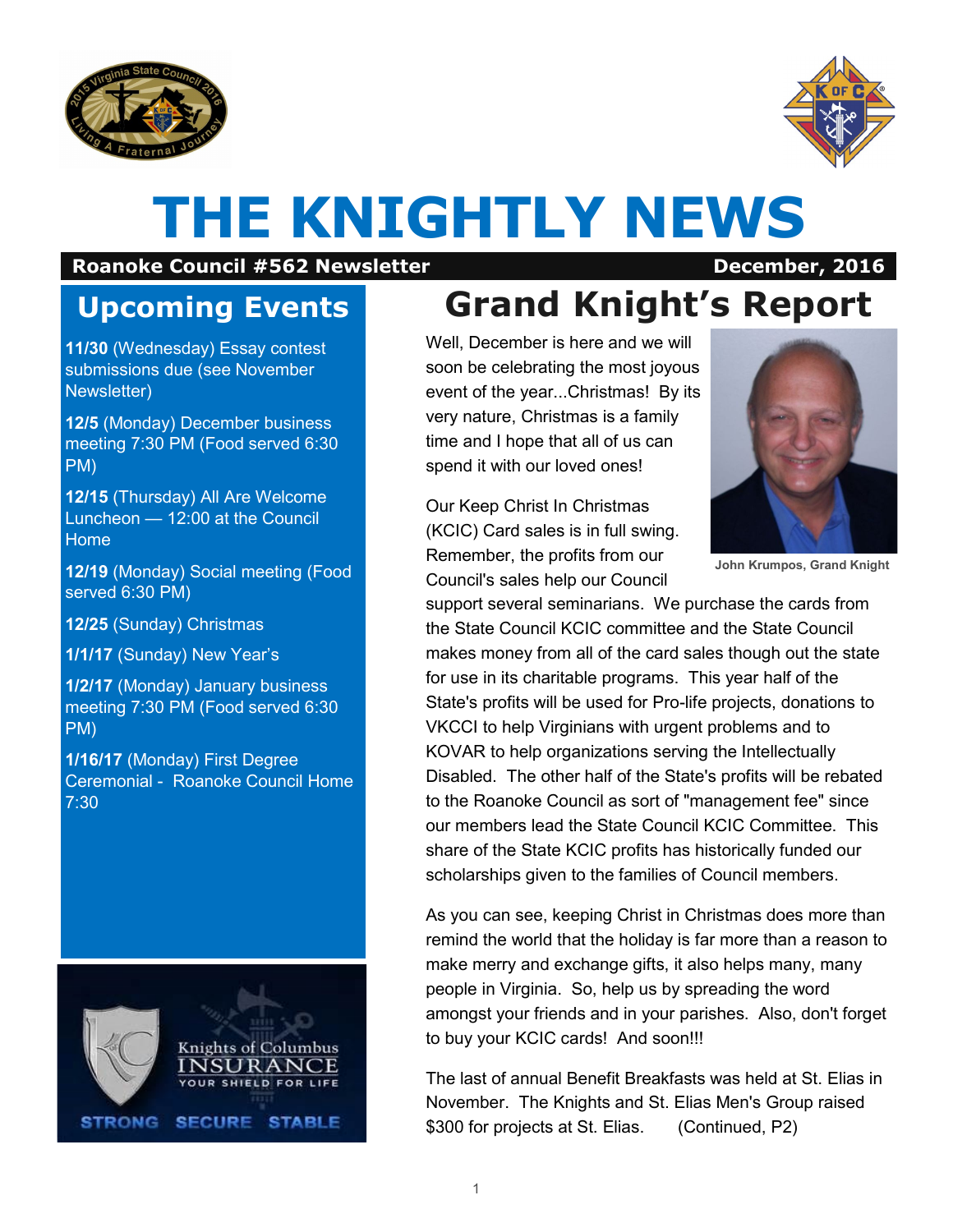# THE KNIGHTLY NEWS

**Roanoke Council #562 Newsletter** — **December, 2016**

## Upcoming Events

**11/30** (Wednesday) Essay contest submissions due (see November Newsletter)

**12/5** (Monday) December business meeting 7:30 PM (Food served 6:30 PM)

**12/15** (Thursday) All Are Welcome Luncheon — 12:00 at the Council Home

**12/19** (Monday) Social meeting (Food served 6:30 PM)

**12/25** (Sunday) Christmas

**1/1/17** (Sunday) New Year's

**1/2/17** (Monday) January business meeting 7:30 PM (Food served 6:30 PM)

**1/16/17** (Monday) First Degree Ceremonial - Roanoke Council Home 7:30

Knights of Columbus INSURANCE YOUR SHIELD FOR LIFE

STRONG SECURE STABLE

## Grand Knight's Report

Well, December is here and we will soon be celebrating the most joyous event of the year...Christmas! By its very nature, Christmas is a family time and I hope that all of us can spend it with our loved ones!

John Krumpos, Grand Knight

Our Keep Christ In Christmas (KCIC) Card sales is in full swing. Remember, the profits from our Council's sales help our Council support several seminarians. We purchase the cards from the State Council KCIC committee and the State Council makes money from all of the card sales though out the state for use in its charitable programs. This year half of the State's profits will be used for Pro-life projects, donations to VKCCI to help Virginians with urgent problems and to KOVAR to help organizations serving the Intellectually Disabled. The other half of the State's profits will be rebated to the Roanoke Council as sort of "management fee" since our members lead the State Council KCIC Committee. This share of the State KCIC profits has historically funded our scholarships given to the families of Council members.

As you can see, keeping Christ in Christmas does more than remind the world that the holiday is far more than a reason to make merry and exchange gifts, it also helps many, many people in Virginia. So, help us by spreading the word amongst your friends and in your parishes. Also, don't forget to buy your KCIC cards! And soon!!!

The last of annual Benefit Breakfasts was held at St. Elias in November. The Knights and St. Elias Men's Group raised $300 for projects at St. Elias. (Continued, P2)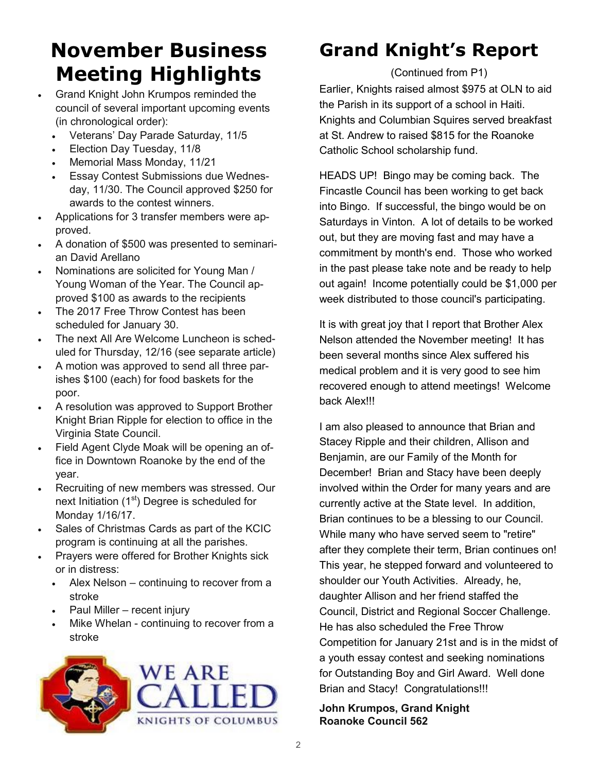# November Business Meeting Highlights

- Grand Knight John Krumpos reminded the council of several important upcoming events (in chronological order):
  - Veterans' Day Parade Saturday, 11/5
  - Election Day Tuesday, 11/8
  - Memorial Mass Monday, 11/21
  - Essay Contest Submissions due Wednesday, 11/30. The Council approved $250 for awards to the contest winners.
- Applications for 3 transfer members were approved.
- A donation of $500 was presented to seminarian David Arellano
- Nominations are solicited for Young Man / Young Woman of the Year. The Council approved $100 as awards to the recipients
- The 2017 Free Throw Contest has been scheduled for January 30.
- The next All Are Welcome Luncheon is scheduled for Thursday, 12/16 (see separate article)
- A motion was approved to send all three parishes $100 (each) for food baskets for the poor.
- A resolution was approved to Support Brother Knight Brian Ripple for election to office in the Virginia State Council.
- Field Agent Clyde Moak will be opening an office in Downtown Roanoke by the end of the year.
- Recruiting of new members was stressed. Our next Initiation (1st) Degree is scheduled for Monday 1/16/17.
- Sales of Christmas Cards as part of the KCIC program is continuing at all the parishes.
- Prayers were offered for Brother Knights sick or in distress:
  - Alex Nelson – continuing to recover from a stroke
  - Paul Miller – recent injury
  - Mike Whelan - continuing to recover from a stroke

WE ARE CALLED
KNIGHTS OF COLUMBUS

# Grand Knight's Report

(Continued from P1)

Earlier, Knights raised almost $975 at OLN to aid the Parish in its support of a school in Haiti. Knights and Columbian Squires served breakfast at St. Andrew to raised $815 for the Roanoke Catholic School scholarship fund.

HEADS UP! Bingo may be coming back. The Fincastle Council has been working to get back into Bingo. If successful, the bingo would be on Saturdays in Vinton. A lot of details to be worked out, but they are moving fast and may have a commitment by month's end. Those who worked in the past please take note and be ready to help out again! Income potentially could be $1,000 per week distributed to those council's participating.

It is with great joy that I report that Brother Alex Nelson attended the November meeting! It has been several months since Alex suffered his medical problem and it is very good to see him recovered enough to attend meetings! Welcome back Alex!!!

I am also pleased to announce that Brian and Stacey Ripple and their children, Allison and Benjamin, are our Family of the Month for December! Brian and Stacy have been deeply involved within the Order for many years and are currently active at the State level. In addition, Brian continues to be a blessing to our Council. While many who have served seem to "retire" after they complete their term, Brian continues on! This year, he stepped forward and volunteered to shoulder our Youth Activities. Already, he, daughter Allison and her friend staffed the Council, District and Regional Soccer Challenge. He has also scheduled the Free Throw Competition for January 21st and is in the midst of a youth essay contest and seeking nominations for Outstanding Boy and Girl Award. Well done Brian and Stacy! Congratulations!!!

**John Krumpos, Grand Knight**
**Roanoke Council 562**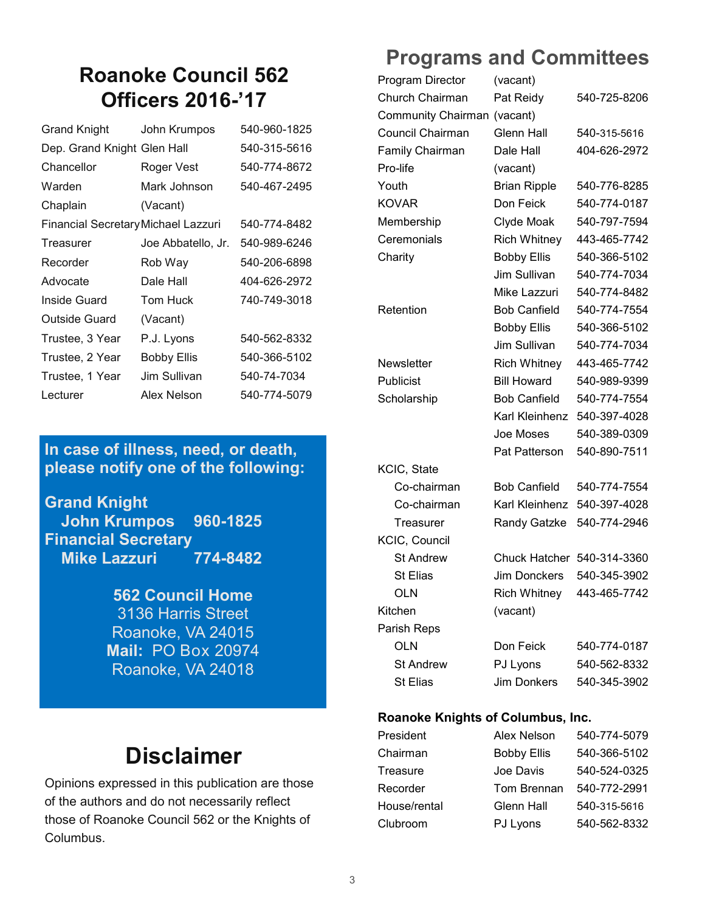# Roanoke Council 562 Officers 2016-’17

| | | |
|---|---|---|
| Grand Knight | John Krumpos | 540-960-1825 |
| Dep. Grand Knight | Glen Hall | 540-315-5616 |
| Chancellor | Roger Vest | 540-774-8672 |
| Warden | Mark Johnson | 540-467-2495 |
| Chaplain | (Vacant) | |
| Financial Secretary | Michael Lazzuri | 540-774-8482 |
| Treasurer | Joe Abbatello, Jr. | 540-989-6246 |
| Recorder | Rob Way | 540-206-6898 |
| Advocate | Dale Hall | 404-626-2972 |
| Inside Guard | Tom Huck | 740-749-3018 |
| Outside Guard | (Vacant) | |
| Trustee, 3 Year | P.J. Lyons | 540-562-8332 |
| Trustee, 2 Year | Bobby Ellis | 540-366-5102 |
| Trustee, 1 Year | Jim Sullivan | 540-74-7034 |
| Lecturer | Alex Nelson | 540-774-5079 |

**In case of illness, need, or death, please notify one of the following:**

**Grand Knight**
**John Krumpos 960-1825**
**Financial Secretary**
**Mike Lazzuri 774-8482**

**562 Council Home**
3136 Harris Street
Roanoke, VA 24015
**Mail:** PO Box 20974
Roanoke, VA 24018

# Disclaimer

Opinions expressed in this publication are those of the authors and do not necessarily reflect those of Roanoke Council 562 or the Knights of Columbus.

# Programs and Committees

| | | |
|---|---|---|
| Program Director | (vacant) | |
| Church Chairman | Pat Reidy | 540-725-8206 |
| Community Chairman | (vacant) | |
| Council Chairman | Glenn Hall | 540-315-5616 |
| Family Chairman | Dale Hall | 404-626-2972 |
| Pro-life | (vacant) | |
| Youth | Brian Ripple | 540-776-8285 |
| KOVAR | Don Feick | 540-774-0187 |
| Membership | Clyde Moak | 540-797-7594 |
| Ceremonials | Rich Whitney | 443-465-7742 |
| Charity | Bobby Ellis | 540-366-5102 |
| | Jim Sullivan | 540-774-7034 |
| | Mike Lazzuri | 540-774-8482 |
| Retention | Bob Canfield | 540-774-7554 |
| | Bobby Ellis | 540-366-5102 |
| | Jim Sullivan | 540-774-7034 |
| Newsletter | Rich Whitney | 443-465-7742 |
| Publicist | Bill Howard | 540-989-9399 |
| Scholarship | Bob Canfield | 540-774-7554 |
| | Karl Kleinhenz | 540-397-4028 |
| | Joe Moses | 540-389-0309 |
| | Pat Patterson | 540-890-7511 |
| KCIC, State | | |
| Co-chairman | Bob Canfield | 540-774-7554 |
| Co-chairman | Karl Kleinhenz | 540-397-4028 |
| Treasurer | Randy Gatzke | 540-774-2946 |
| KCIC, Council | | |
| St Andrew | Chuck Hatcher | 540-314-3360 |
| St Elias | Jim Donckers | 540-345-3902 |
| OLN | Rich Whitney | 443-465-7742 |
| Kitchen | (vacant) | |
| Parish Reps | | |
| OLN | Don Feick | 540-774-0187 |
| St Andrew | PJ Lyons | 540-562-8332 |
| St Elias | Jim Donkers | 540-345-3902 |

**Roanoke Knights of Columbus, Inc.**

| | | |
|---|---|---|
| President | Alex Nelson | 540-774-5079 |
| Chairman | Bobby Ellis | 540-366-5102 |
| Treasure | Joe Davis | 540-524-0325 |
| Recorder | Tom Brennan | 540-772-2991 |
| House/rental | Glenn Hall | 540-315-5616 |
| Clubroom | PJ Lyons | 540-562-8332 |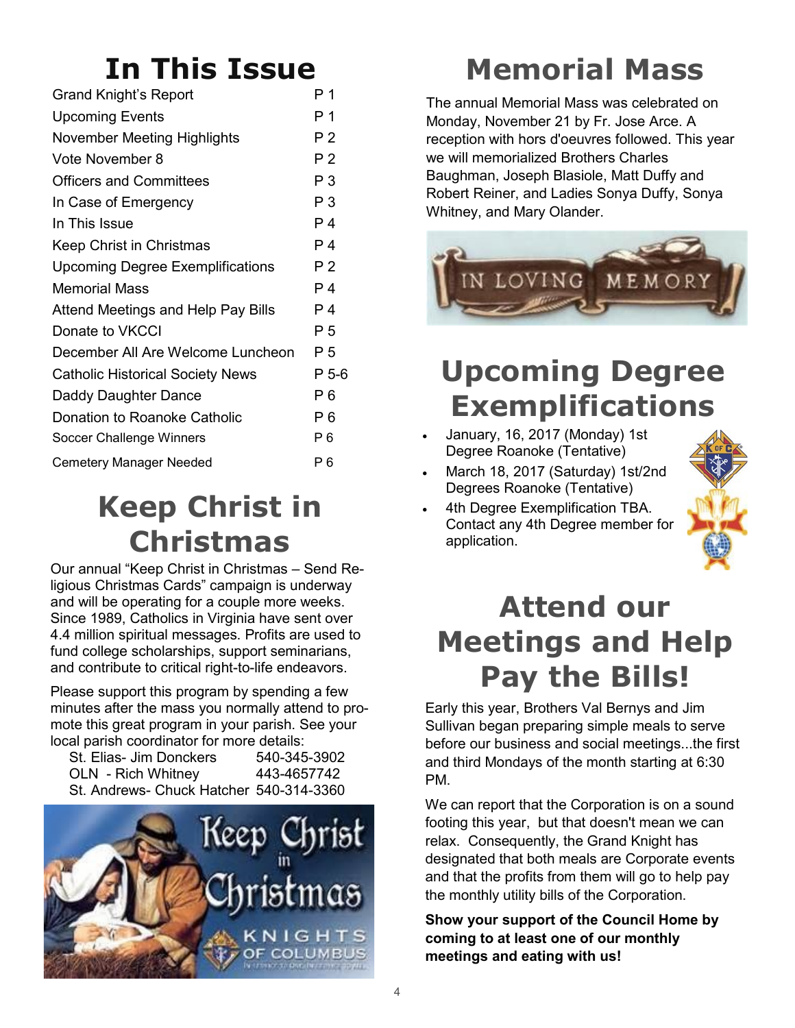# In This Issue

| | |
|---|---|
| Grand Knight's Report | P 1 |
| Upcoming Events | P 1 |
| November Meeting Highlights | P 2 |
| Vote November 8 | P 2 |
| Officers and Committees | P 3 |
| In Case of Emergency | P 3 |
| In This Issue | P 4 |
| Keep Christ in Christmas | P 4 |
| Upcoming Degree Exemplifications | P 2 |
| Memorial Mass | P 4 |
| Attend Meetings and Help Pay Bills | P 4 |
| Donate to VKCCI | P 5 |
| December All Are Welcome Luncheon | P 5 |
| Catholic Historical Society News | P 5-6 |
| Daddy Daughter Dance | P 6 |
| Donation to Roanoke Catholic | P 6 |
| Soccer Challenge Winners | P 6 |
| Cemetery Manager Needed | P 6 |

# Keep Christ in Christmas

Our annual "Keep Christ in Christmas – Send Religious Christmas Cards" campaign is underway and will be operating for a couple more weeks. Since 1989, Catholics in Virginia have sent over 4.4 million spiritual messages. Profits are used to fund college scholarships, support seminarians, and contribute to critical right-to-life endeavors.

Please support this program by spending a few minutes after the mass you normally attend to promote this great program in your parish. See your local parish coordinator for more details:

| | |
|---|---|
| St. Elias- Jim Donckers | 540-345-3902 |
| OLN - Rich Whitney | 443-4657742 |
| St. Andrews- Chuck Hatcher | 540-314-3360 |

# Memorial Mass

The annual Memorial Mass was celebrated on Monday, November 21 by Fr. Jose Arce. A reception with hors d'oeuvres followed. This year we will memorialized Brothers Charles Baughman, Joseph Blasiole, Matt Duffy and Robert Reiner, and Ladies Sonya Duffy, Sonya Whitney, and Mary Olander.

# Upcoming Degree Exemplifications

- January, 16, 2017 (Monday) 1st Degree Roanoke (Tentative)
- March 18, 2017 (Saturday) 1st/2nd Degrees Roanoke (Tentative)
- 4th Degree Exemplification TBA. Contact any 4th Degree member for application.

# Attend our Meetings and Help Pay the Bills!

Early this year, Brothers Val Bernys and Jim Sullivan began preparing simple meals to serve before our business and social meetings...the first and third Mondays of the month starting at 6:30 PM.

We can report that the Corporation is on a sound footing this year, but that doesn't mean we can relax. Consequently, the Grand Knight has designated that both meals are Corporate events and that the profits from them will go to help pay the monthly utility bills of the Corporation.

**Show your support of the Council Home by coming to at least one of our monthly meetings and eating with us!**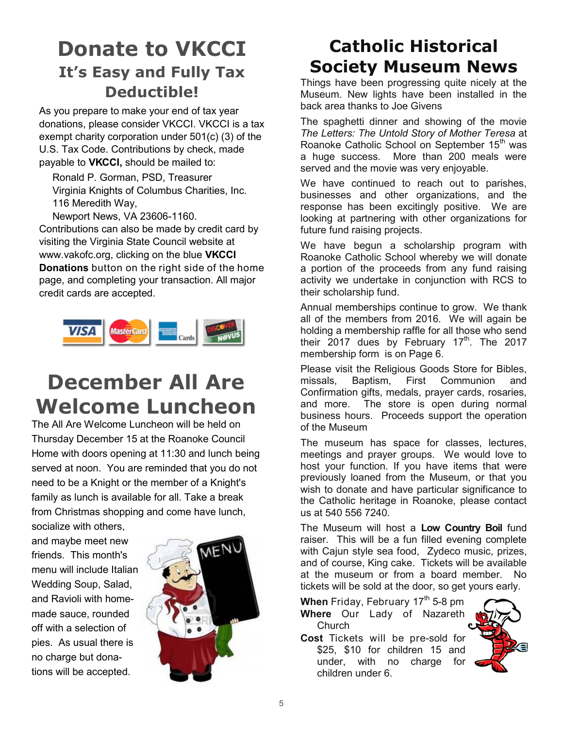# Donate to VKCCI

## It's Easy and Fully Tax Deductible!

As you prepare to make your end of tax year donations, please consider VKCCI. VKCCI is a tax exempt charity corporation under 501(c) (3) of the U.S. Tax Code. Contributions by check, made payable to **VKCCI,** should be mailed to:

Ronald P. Gorman, PSD, Treasurer
Virginia Knights of Columbus Charities, Inc.
116 Meredith Way,
Newport News, VA 23606-1160.

Contributions can also be made by credit card by visiting the Virginia State Council website at www.vakofc.org, clicking on the blue **VKCCI Donations** button on the right side of the home page, and completing your transaction. All major credit cards are accepted.

# December All Are Welcome Luncheon

The All Are Welcome Luncheon will be held on Thursday December 15 at the Roanoke Council Home with doors opening at 11:30 and lunch being served at noon. You are reminded that you do not need to be a Knight or the member of a Knight's family as lunch is available for all. Take a break from Christmas shopping and come have lunch, socialize with others, and maybe meet new friends. This month's menu will include Italian Wedding Soup, Salad, and Ravioli with home-made sauce, rounded off with a selection of pies. As usual there is no charge but donations will be accepted.

# Catholic Historical Society Museum News

Things have been progressing quite nicely at the Museum. New lights have been installed in the back area thanks to Joe Givens

The spaghetti dinner and showing of the movie *The Letters: The Untold Story of Mother Teresa* at Roanoke Catholic School on September 15th was a huge success. More than 200 meals were served and the movie was very enjoyable.

We have continued to reach out to parishes, businesses and other organizations, and the response has been excitingly positive. We are looking at partnering with other organizations for future fund raising projects.

We have begun a scholarship program with Roanoke Catholic School whereby we will donate a portion of the proceeds from any fund raising activity we undertake in conjunction with RCS to their scholarship fund.

Annual memberships continue to grow. We thank all of the members from 2016. We will again be holding a membership raffle for all those who send their 2017 dues by February 17th. The 2017 membership form is on Page 6.

Please visit the Religious Goods Store for Bibles, missals, Baptism, First Communion and Confirmation gifts, medals, prayer cards, rosaries, and more. The store is open during normal business hours. Proceeds support the operation of the Museum

The museum has space for classes, lectures, meetings and prayer groups. We would love to host your function. If you have items that were previously loaned from the Museum, or that you wish to donate and have particular significance to the Catholic heritage in Roanoke, please contact us at 540 556 7240.

The Museum will host a **Low Country Boil** fund raiser. This will be a fun filled evening complete with Cajun style sea food, Zydeco music, prizes, and of course, King cake. Tickets will be available at the museum or from a board member. No tickets will be sold at the door, so get yours early.

**When** Friday, February 17th 5-8 pm
**Where** Our Lady of Nazareth Church
**Cost** Tickets will be pre-sold for $25, $10 for children 15 and under, with no charge for children under 6.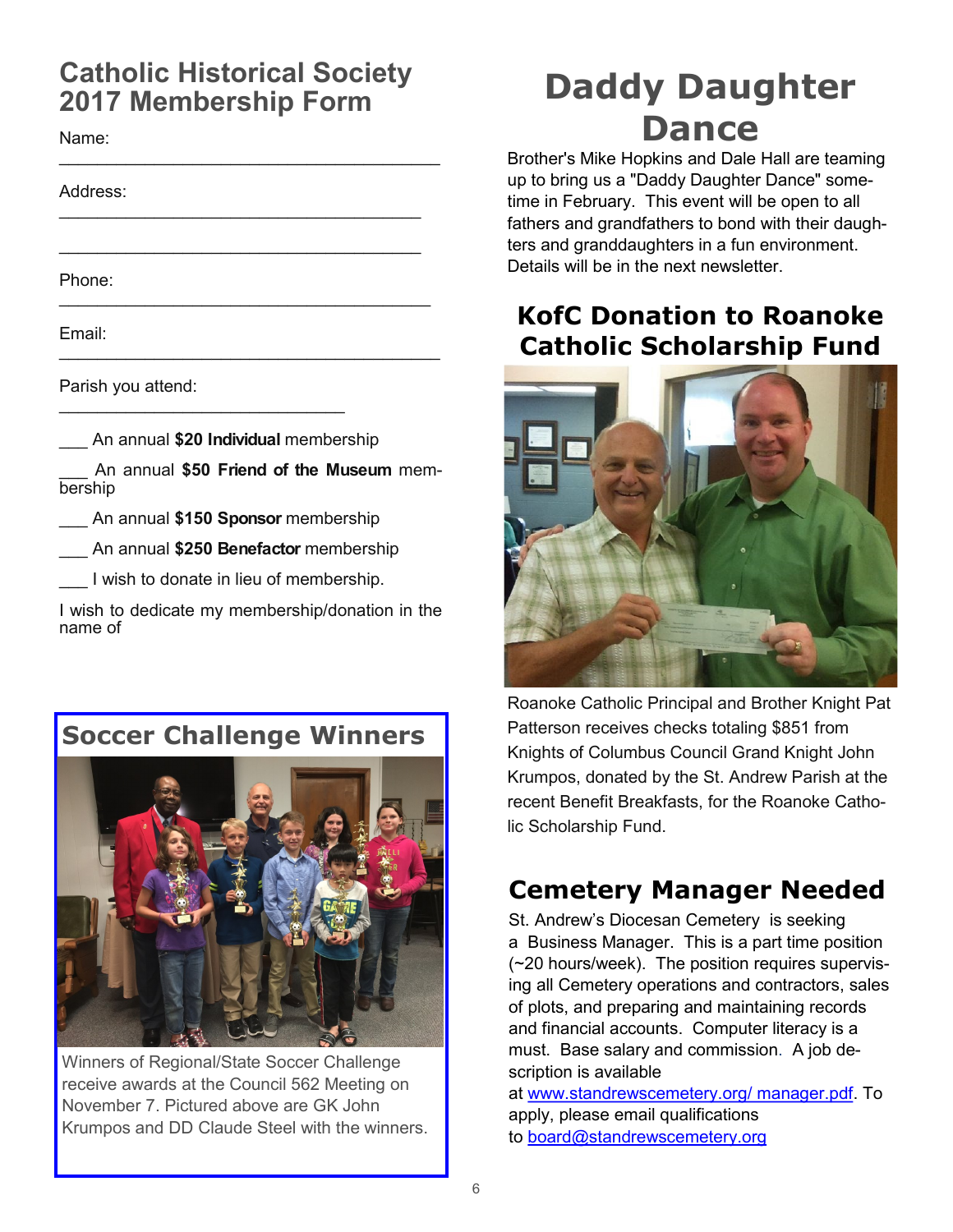## Catholic Historical Society 2017 Membership Form

Name: ________________________________________

Address: ________________________________________

________________________________________

Phone: ________________________________________

Email: ________________________________________

Parish you attend: ______________________________

___ An annual **$20 Individual** membership

___ An annual **$50 Friend of the Museum** membership

___ An annual **$150 Sponsor** membership

___ An annual **$250 Benefactor** membership

___ I wish to donate in lieu of membership.

I wish to dedicate my membership/donation in the name of

## Soccer Challenge Winners

Winners of Regional/State Soccer Challenge receive awards at the Council 562 Meeting on November 7. Pictured above are GK John Krumpos and DD Claude Steel with the winners.

# Daddy Daughter Dance

Brother's Mike Hopkins and Dale Hall are teaming up to bring us a "Daddy Daughter Dance" sometime in February. This event will be open to all fathers and grandfathers to bond with their daughters and granddaughters in a fun environment. Details will be in the next newsletter.

## KofC Donation to Roanoke Catholic Scholarship Fund

Roanoke Catholic Principal and Brother Knight Pat Patterson receives checks totaling $851 from Knights of Columbus Council Grand Knight John Krumpos, donated by the St. Andrew Parish at the recent Benefit Breakfasts, for the Roanoke Catholic Scholarship Fund.

## Cemetery Manager Needed

St. Andrew's Diocesan Cemetery is seeking a Business Manager. This is a part time position (~20 hours/week). The position requires supervising all Cemetery operations and contractors, sales of plots, and preparing and maintaining records and financial accounts. Computer literacy is a must. Base salary and commission. A job description is available at www.standrewscemetery.org/ manager.pdf. To apply, please email qualifications to board@standrewscemetery.org